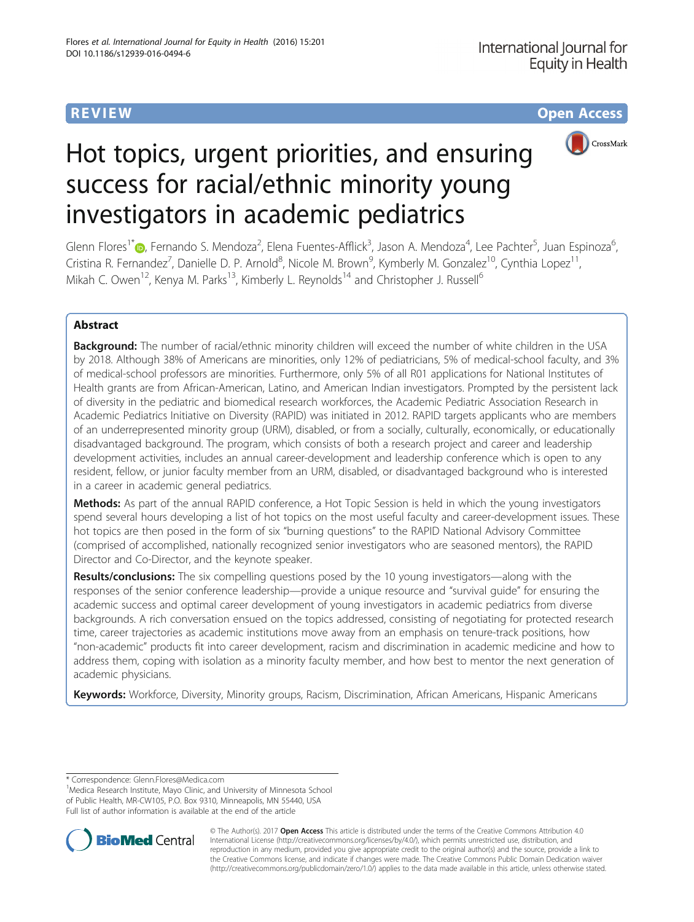REVIEW

Open Access

# Hot topics, urgent priorities, and ensuring success for racial/ethnic minority young investigators in academic pediatrics

Glenn Flores[1*], Fernando S. Mendoza[2], Elena Fuentes-Afflick[3], Jason A. Mendoza[4], Lee Pachter[5], Juan Espinoza[6], Cristina R. Fernandez[7], Danielle D. P. Arnold[8], Nicole M. Brown[9], Kymberly M. Gonzalez[10], Cynthia Lopez[11], Mikah C. Owen[12], Kenya M. Parks[13], Kimberly L. Reynolds[14] and Christopher J. Russell[6]

## Abstract

**Background:** The number of racial/ethnic minority children will exceed the number of white children in the USA by 2018. Although 38% of Americans are minorities, only 12% of pediatricians, 5% of medical-school faculty, and 3% of medical-school professors are minorities. Furthermore, only 5% of all R01 applications for National Institutes of Health grants are from African-American, Latino, and American Indian investigators. Prompted by the persistent lack of diversity in the pediatric and biomedical research workforces, the Academic Pediatric Association Research in Academic Pediatrics Initiative on Diversity (RAPID) was initiated in 2012. RAPID targets applicants who are members of an underrepresented minority group (URM), disabled, or from a socially, culturally, economically, or educationally disadvantaged background. The program, which consists of both a research project and career and leadership development activities, includes an annual career-development and leadership conference which is open to any resident, fellow, or junior faculty member from an URM, disabled, or disadvantaged background who is interested in a career in academic general pediatrics.

**Methods:** As part of the annual RAPID conference, a Hot Topic Session is held in which the young investigators spend several hours developing a list of hot topics on the most useful faculty and career-development issues. These hot topics are then posed in the form of six "burning questions" to the RAPID National Advisory Committee (comprised of accomplished, nationally recognized senior investigators who are seasoned mentors), the RAPID Director and Co-Director, and the keynote speaker.

**Results/conclusions:** The six compelling questions posed by the 10 young investigators—along with the responses of the senior conference leadership—provide a unique resource and "survival guide" for ensuring the academic success and optimal career development of young investigators in academic pediatrics from diverse backgrounds. A rich conversation ensued on the topics addressed, consisting of negotiating for protected research time, career trajectories as academic institutions move away from an emphasis on tenure-track positions, how "non-academic" products fit into career development, racism and discrimination in academic medicine and how to address them, coping with isolation as a minority faculty member, and how best to mentor the next generation of academic physicians.

**Keywords:** Workforce, Diversity, Minority groups, Racism, Discrimination, African Americans, Hispanic Americans

---

* Correspondence: Glenn.Flores@Medica.com

[1]Medica Research Institute, Mayo Clinic, and University of Minnesota School of Public Health, MR-CW105, P.O. Box 9310, Minneapolis, MN 55440, USA

Full list of author information is available at the end of the article

© The Author(s). 2017 **Open Access** This article is distributed under the terms of the Creative Commons Attribution 4.0 International License (http://creativecommons.org/licenses/by/4.0/), which permits unrestricted use, distribution, and reproduction in any medium, provided you give appropriate credit to the original author(s) and the source, provide a link to the Creative Commons license, and indicate if changes were made. The Creative Commons Public Domain Dedication waiver (http://creativecommons.org/publicdomain/zero/1.0/) applies to the data made available in this article, unless otherwise stated.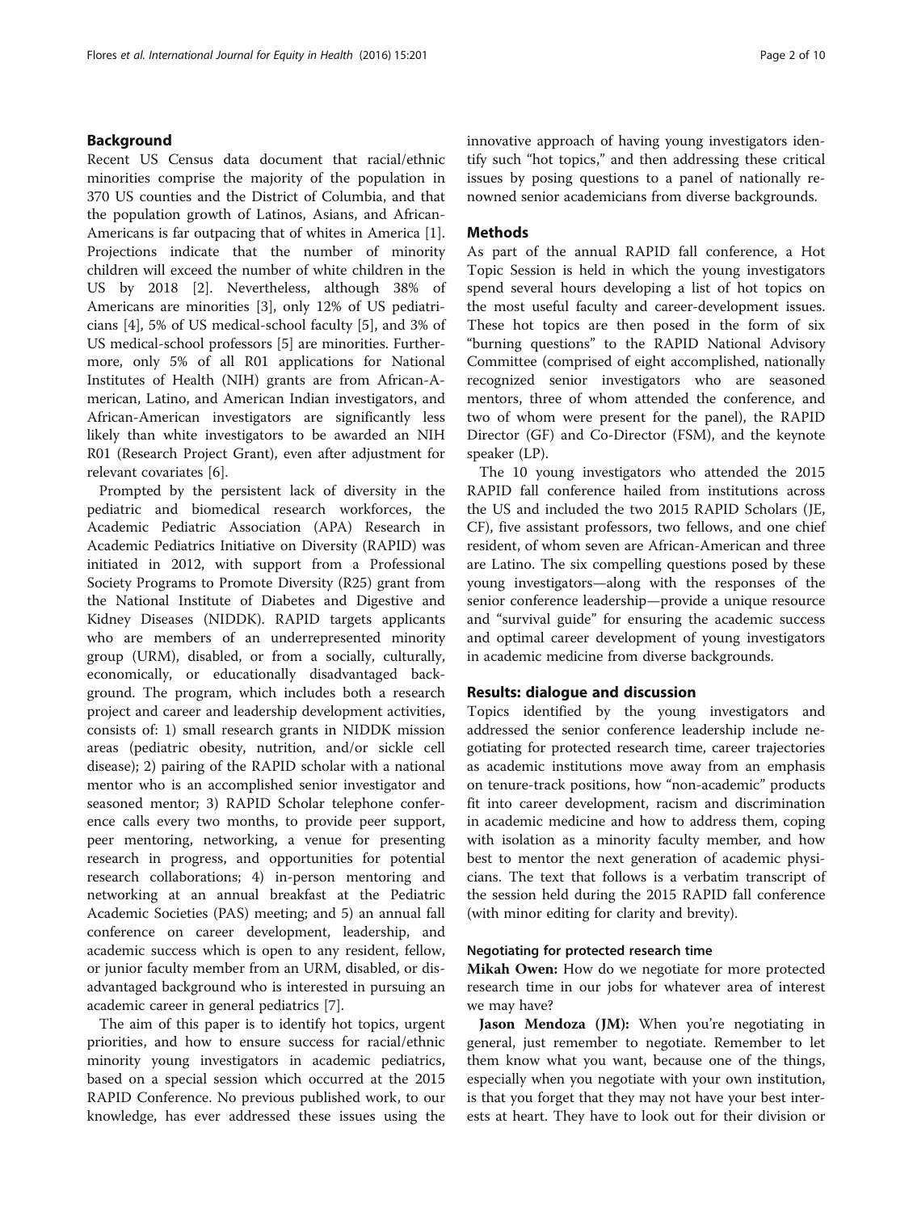## Background

Recent US Census data document that racial/ethnic minorities comprise the majority of the population in 370 US counties and the District of Columbia, and that the population growth of Latinos, Asians, and African-Americans is far outpacing that of whites in America [1]. Projections indicate that the number of minority children will exceed the number of white children in the US by 2018 [2]. Nevertheless, although 38% of Americans are minorities [3], only 12% of US pediatricians [4], 5% of US medical-school faculty [5], and 3% of US medical-school professors [5] are minorities. Furthermore, only 5% of all R01 applications for National Institutes of Health (NIH) grants are from African-American, Latino, and American Indian investigators, and African-American investigators are significantly less likely than white investigators to be awarded an NIH R01 (Research Project Grant), even after adjustment for relevant covariates [6].

Prompted by the persistent lack of diversity in the pediatric and biomedical research workforces, the Academic Pediatric Association (APA) Research in Academic Pediatrics Initiative on Diversity (RAPID) was initiated in 2012, with support from a Professional Society Programs to Promote Diversity (R25) grant from the National Institute of Diabetes and Digestive and Kidney Diseases (NIDDK). RAPID targets applicants who are members of an underrepresented minority group (URM), disabled, or from a socially, culturally, economically, or educationally disadvantaged background. The program, which includes both a research project and career and leadership development activities, consists of: 1) small research grants in NIDDK mission areas (pediatric obesity, nutrition, and/or sickle cell disease); 2) pairing of the RAPID scholar with a national mentor who is an accomplished senior investigator and seasoned mentor; 3) RAPID Scholar telephone conference calls every two months, to provide peer support, peer mentoring, networking, a venue for presenting research in progress, and opportunities for potential research collaborations; 4) in-person mentoring and networking at an annual breakfast at the Pediatric Academic Societies (PAS) meeting; and 5) an annual fall conference on career development, leadership, and academic success which is open to any resident, fellow, or junior faculty member from an URM, disabled, or disadvantaged background who is interested in pursuing an academic career in general pediatrics [7].

The aim of this paper is to identify hot topics, urgent priorities, and how to ensure success for racial/ethnic minority young investigators in academic pediatrics, based on a special session which occurred at the 2015 RAPID Conference. No previous published work, to our knowledge, has ever addressed these issues using the innovative approach of having young investigators identify such "hot topics," and then addressing these critical issues by posing questions to a panel of nationally renowned senior academicians from diverse backgrounds.

## Methods

As part of the annual RAPID fall conference, a Hot Topic Session is held in which the young investigators spend several hours developing a list of hot topics on the most useful faculty and career-development issues. These hot topics are then posed in the form of six "burning questions" to the RAPID National Advisory Committee (comprised of eight accomplished, nationally recognized senior investigators who are seasoned mentors, three of whom attended the conference, and two of whom were present for the panel), the RAPID Director (GF) and Co-Director (FSM), and the keynote speaker (LP).

The 10 young investigators who attended the 2015 RAPID fall conference hailed from institutions across the US and included the two 2015 RAPID Scholars (JE, CF), five assistant professors, two fellows, and one chief resident, of whom seven are African-American and three are Latino. The six compelling questions posed by these young investigators—along with the responses of the senior conference leadership—provide a unique resource and "survival guide" for ensuring the academic success and optimal career development of young investigators in academic medicine from diverse backgrounds.

## Results: dialogue and discussion

Topics identified by the young investigators and addressed the senior conference leadership include negotiating for protected research time, career trajectories as academic institutions move away from an emphasis on tenure-track positions, how "non-academic" products fit into career development, racism and discrimination in academic medicine and how to address them, coping with isolation as a minority faculty member, and how best to mentor the next generation of academic physicians. The text that follows is a verbatim transcript of the session held during the 2015 RAPID fall conference (with minor editing for clarity and brevity).

### Negotiating for protected research time

**Mikah Owen:** How do we negotiate for more protected research time in our jobs for whatever area of interest we may have?

**Jason Mendoza (JM):** When you're negotiating in general, just remember to negotiate. Remember to let them know what you want, because one of the things, especially when you negotiate with your own institution, is that you forget that they may not have your best interests at heart. They have to look out for their division or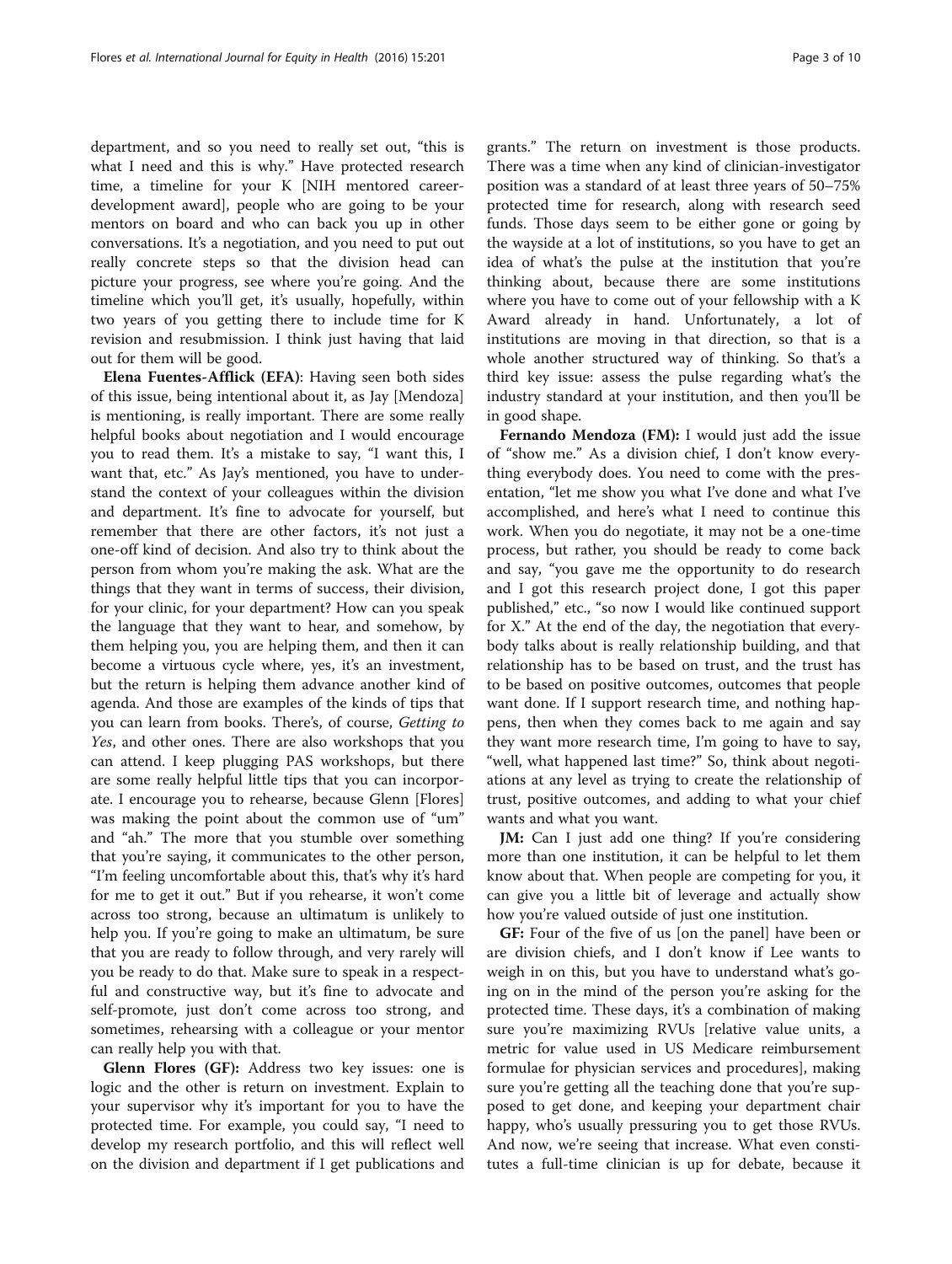department, and so you need to really set out, "this is what I need and this is why." Have protected research time, a timeline for your K [NIH mentored career-development award], people who are going to be your mentors on board and who can back you up in other conversations. It's a negotiation, and you need to put out really concrete steps so that the division head can picture your progress, see where you're going. And the timeline which you'll get, it's usually, hopefully, within two years of you getting there to include time for K revision and resubmission. I think just having that laid out for them will be good.

**Elena Fuentes-Afflick (EFA)**: Having seen both sides of this issue, being intentional about it, as Jay [Mendoza] is mentioning, is really important. There are some really helpful books about negotiation and I would encourage you to read them. It's a mistake to say, "I want this, I want that, etc." As Jay's mentioned, you have to understand the context of your colleagues within the division and department. It's fine to advocate for yourself, but remember that there are other factors, it's not just a one-off kind of decision. And also try to think about the person from whom you're making the ask. What are the things that they want in terms of success, their division, for your clinic, for your department? How can you speak the language that they want to hear, and somehow, by them helping you, you are helping them, and then it can become a virtuous cycle where, yes, it's an investment, but the return is helping them advance another kind of agenda. And those are examples of the kinds of tips that you can learn from books. There's, of course, *Getting to Yes*, and other ones. There are also workshops that you can attend. I keep plugging PAS workshops, but there are some really helpful little tips that you can incorporate. I encourage you to rehearse, because Glenn [Flores] was making the point about the common use of "um" and "ah." The more that you stumble over something that you're saying, it communicates to the other person, "I'm feeling uncomfortable about this, that's why it's hard for me to get it out." But if you rehearse, it won't come across too strong, because an ultimatum is unlikely to help you. If you're going to make an ultimatum, be sure that you are ready to follow through, and very rarely will you be ready to do that. Make sure to speak in a respectful and constructive way, but it's fine to advocate and self-promote, just don't come across too strong, and sometimes, rehearsing with a colleague or your mentor can really help you with that.

**Glenn Flores (GF):** Address two key issues: one is logic and the other is return on investment. Explain to your supervisor why it's important for you to have the protected time. For example, you could say, "I need to develop my research portfolio, and this will reflect well on the division and department if I get publications and grants." The return on investment is those products. There was a time when any kind of clinician-investigator position was a standard of at least three years of 50–75% protected time for research, along with research seed funds. Those days seem to be either gone or going by the wayside at a lot of institutions, so you have to get an idea of what's the pulse at the institution that you're thinking about, because there are some institutions where you have to come out of your fellowship with a K Award already in hand. Unfortunately, a lot of institutions are moving in that direction, so that is a whole another structured way of thinking. So that's a third key issue: assess the pulse regarding what's the industry standard at your institution, and then you'll be in good shape.

**Fernando Mendoza (FM):** I would just add the issue of "show me." As a division chief, I don't know everything everybody does. You need to come with the presentation, "let me show you what I've done and what I've accomplished, and here's what I need to continue this work. When you do negotiate, it may not be a one-time process, but rather, you should be ready to come back and say, "you gave me the opportunity to do research and I got this research project done, I got this paper published," etc., "so now I would like continued support for X." At the end of the day, the negotiation that everybody talks about is really relationship building, and that relationship has to be based on trust, and the trust has to be based on positive outcomes, outcomes that people want done. If I support research time, and nothing happens, then when they comes back to me again and say they want more research time, I'm going to have to say, "well, what happened last time?" So, think about negotiations at any level as trying to create the relationship of trust, positive outcomes, and adding to what your chief wants and what you want.

**JM:** Can I just add one thing? If you're considering more than one institution, it can be helpful to let them know about that. When people are competing for you, it can give you a little bit of leverage and actually show how you're valued outside of just one institution.

**GF:** Four of the five of us [on the panel] have been or are division chiefs, and I don't know if Lee wants to weigh in on this, but you have to understand what's going on in the mind of the person you're asking for the protected time. These days, it's a combination of making sure you're maximizing RVUs [relative value units, a metric for value used in US Medicare reimbursement formulae for physician services and procedures], making sure you're getting all the teaching done that you're supposed to get done, and keeping your department chair happy, who's usually pressuring you to get those RVUs. And now, we're seeing that increase. What even constitutes a full-time clinician is up for debate, because it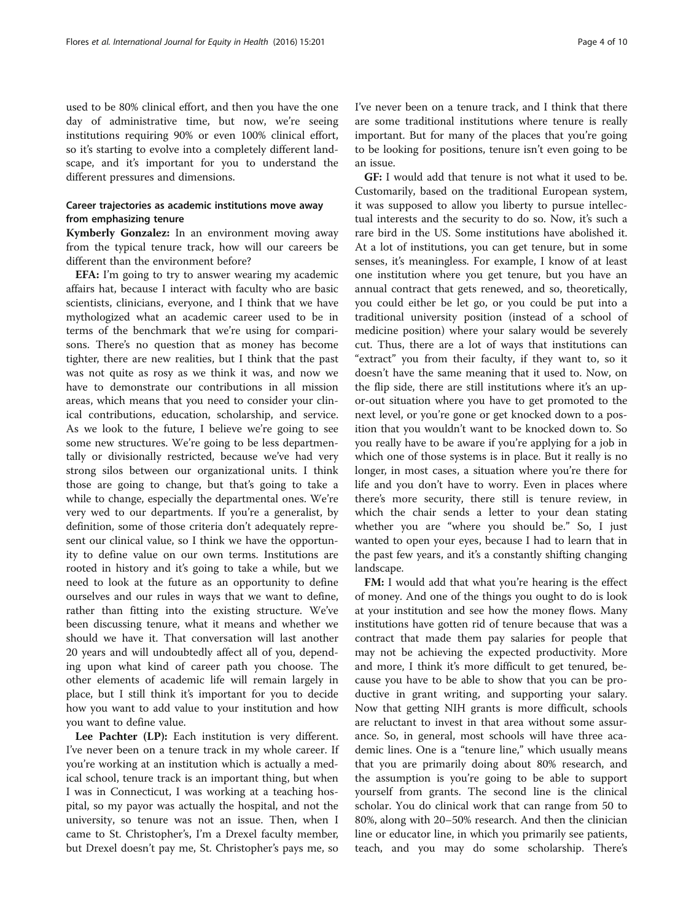used to be 80% clinical effort, and then you have the one day of administrative time, but now, we're seeing institutions requiring 90% or even 100% clinical effort, so it's starting to evolve into a completely different landscape, and it's important for you to understand the different pressures and dimensions.

### Career trajectories as academic institutions move away from emphasizing tenure

**Kymberly Gonzalez:** In an environment moving away from the typical tenure track, how will our careers be different than the environment before?

**EFA:** I'm going to try to answer wearing my academic affairs hat, because I interact with faculty who are basic scientists, clinicians, everyone, and I think that we have mythologized what an academic career used to be in terms of the benchmark that we're using for comparisons. There's no question that as money has become tighter, there are new realities, but I think that the past was not quite as rosy as we think it was, and now we have to demonstrate our contributions in all mission areas, which means that you need to consider your clinical contributions, education, scholarship, and service. As we look to the future, I believe we're going to see some new structures. We're going to be less departmentally or divisionally restricted, because we've had very strong silos between our organizational units. I think those are going to change, but that's going to take a while to change, especially the departmental ones. We're very wed to our departments. If you're a generalist, by definition, some of those criteria don't adequately represent our clinical value, so I think we have the opportunity to define value on our own terms. Institutions are rooted in history and it's going to take a while, but we need to look at the future as an opportunity to define ourselves and our rules in ways that we want to define, rather than fitting into the existing structure. We've been discussing tenure, what it means and whether we should we have it. That conversation will last another 20 years and will undoubtedly affect all of you, depending upon what kind of career path you choose. The other elements of academic life will remain largely in place, but I still think it's important for you to decide how you want to add value to your institution and how you want to define value.

**Lee Pachter (LP):** Each institution is very different. I've never been on a tenure track in my whole career. If you're working at an institution which is actually a medical school, tenure track is an important thing, but when I was in Connecticut, I was working at a teaching hospital, so my payor was actually the hospital, and not the university, so tenure was not an issue. Then, when I came to St. Christopher's, I'm a Drexel faculty member, but Drexel doesn't pay me, St. Christopher's pays me, so I've never been on a tenure track, and I think that there are some traditional institutions where tenure is really important. But for many of the places that you're going to be looking for positions, tenure isn't even going to be an issue.

**GF:** I would add that tenure is not what it used to be. Customarily, based on the traditional European system, it was supposed to allow you liberty to pursue intellectual interests and the security to do so. Now, it's such a rare bird in the US. Some institutions have abolished it. At a lot of institutions, you can get tenure, but in some senses, it's meaningless. For example, I know of at least one institution where you get tenure, but you have an annual contract that gets renewed, and so, theoretically, you could either be let go, or you could be put into a traditional university position (instead of a school of medicine position) where your salary would be severely cut. Thus, there are a lot of ways that institutions can "extract" you from their faculty, if they want to, so it doesn't have the same meaning that it used to. Now, on the flip side, there are still institutions where it's an up-or-out situation where you have to get promoted to the next level, or you're gone or get knocked down to a position that you wouldn't want to be knocked down to. So you really have to be aware if you're applying for a job in which one of those systems is in place. But it really is no longer, in most cases, a situation where you're there for life and you don't have to worry. Even in places where there's more security, there still is tenure review, in which the chair sends a letter to your dean stating whether you are "where you should be." So, I just wanted to open your eyes, because I had to learn that in the past few years, and it's a constantly shifting changing landscape.

**FM:** I would add that what you're hearing is the effect of money. And one of the things you ought to do is look at your institution and see how the money flows. Many institutions have gotten rid of tenure because that was a contract that made them pay salaries for people that may not be achieving the expected productivity. More and more, I think it's more difficult to get tenured, because you have to be able to show that you can be productive in grant writing, and supporting your salary. Now that getting NIH grants is more difficult, schools are reluctant to invest in that area without some assurance. So, in general, most schools will have three academic lines. One is a "tenure line," which usually means that you are primarily doing about 80% research, and the assumption is you're going to be able to support yourself from grants. The second line is the clinical scholar. You do clinical work that can range from 50 to 80%, along with 20–50% research. And then the clinician line or educator line, in which you primarily see patients, teach, and you may do some scholarship. There's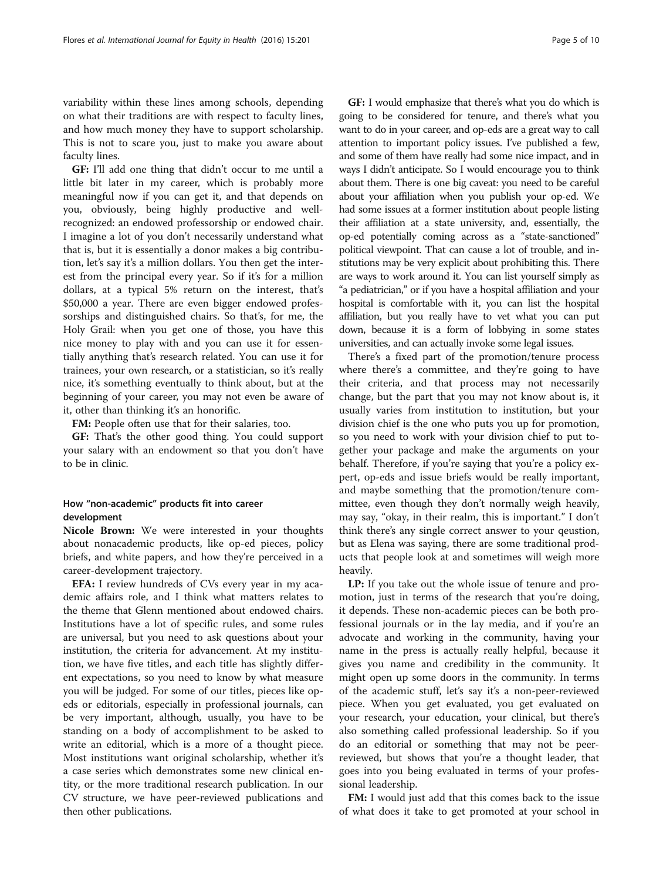variability within these lines among schools, depending on what their traditions are with respect to faculty lines, and how much money they have to support scholarship. This is not to scare you, just to make you aware about faculty lines.

**GF:** I'll add one thing that didn't occur to me until a little bit later in my career, which is probably more meaningful now if you can get it, and that depends on you, obviously, being highly productive and well-recognized: an endowed professorship or endowed chair. I imagine a lot of you don't necessarily understand what that is, but it is essentially a donor makes a big contribution, let's say it's a million dollars. You then get the interest from the principal every year. So if it's for a million dollars, at a typical 5% return on the interest, that's $50,000 a year. There are even bigger endowed professorships and distinguished chairs. So that's, for me, the Holy Grail: when you get one of those, you have this nice money to play with and you can use it for essentially anything that's research related. You can use it for trainees, your own research, or a statistician, so it's really nice, it's something eventually to think about, but at the beginning of your career, you may not even be aware of it, other than thinking it's an honorific.

**FM:** People often use that for their salaries, too.

**GF:** That's the other good thing. You could support your salary with an endowment so that you don't have to be in clinic.

## How "non-academic" products fit into career development

**Nicole Brown:** We were interested in your thoughts about nonacademic products, like op-ed pieces, policy briefs, and white papers, and how they're perceived in a career-development trajectory.

**EFA:** I review hundreds of CVs every year in my academic affairs role, and I think what matters relates to the theme that Glenn mentioned about endowed chairs. Institutions have a lot of specific rules, and some rules are universal, but you need to ask questions about your institution, the criteria for advancement. At my institution, we have five titles, and each title has slightly different expectations, so you need to know by what measure you will be judged. For some of our titles, pieces like op-eds or editorials, especially in professional journals, can be very important, although, usually, you have to be standing on a body of accomplishment to be asked to write an editorial, which is a more of a thought piece. Most institutions want original scholarship, whether it's a case series which demonstrates some new clinical entity, or the more traditional research publication. In our CV structure, we have peer-reviewed publications and then other publications.

**GF:** I would emphasize that there's what you do which is going to be considered for tenure, and there's what you want to do in your career, and op-eds are a great way to call attention to important policy issues. I've published a few, and some of them have really had some nice impact, and in ways I didn't anticipate. So I would encourage you to think about them. There is one big caveat: you need to be careful about your affiliation when you publish your op-ed. We had some issues at a former institution about people listing their affiliation at a state university, and, essentially, the op-ed potentially coming across as a "state-sanctioned" political viewpoint. That can cause a lot of trouble, and institutions may be very explicit about prohibiting this. There are ways to work around it. You can list yourself simply as "a pediatrician," or if you have a hospital affiliation and your hospital is comfortable with it, you can list the hospital affiliation, but you really have to vet what you can put down, because it is a form of lobbying in some states universities, and can actually invoke some legal issues.

There's a fixed part of the promotion/tenure process where there's a committee, and they're going to have their criteria, and that process may not necessarily change, but the part that you may not know about is, it usually varies from institution to institution, but your division chief is the one who puts you up for promotion, so you need to work with your division chief to put together your package and make the arguments on your behalf. Therefore, if you're saying that you're a policy expert, op-eds and issue briefs would be really important, and maybe something that the promotion/tenure committee, even though they don't normally weigh heavily, may say, "okay, in their realm, this is important." I don't think there's any single correct answer to your qeustion, but as Elena was saying, there are some traditional products that people look at and sometimes will weigh more heavily.

**LP:** If you take out the whole issue of tenure and promotion, just in terms of the research that you're doing, it depends. These non-academic pieces can be both professional journals or in the lay media, and if you're an advocate and working in the community, having your name in the press is actually really helpful, because it gives you name and credibility in the community. It might open up some doors in the community. In terms of the academic stuff, let's say it's a non-peer-reviewed piece. When you get evaluated, you get evaluated on your research, your education, your clinical, but there's also something called professional leadership. So if you do an editorial or something that may not be peer-reviewed, but shows that you're a thought leader, that goes into you being evaluated in terms of your professional leadership.

**FM:** I would just add that this comes back to the issue of what does it take to get promoted at your school in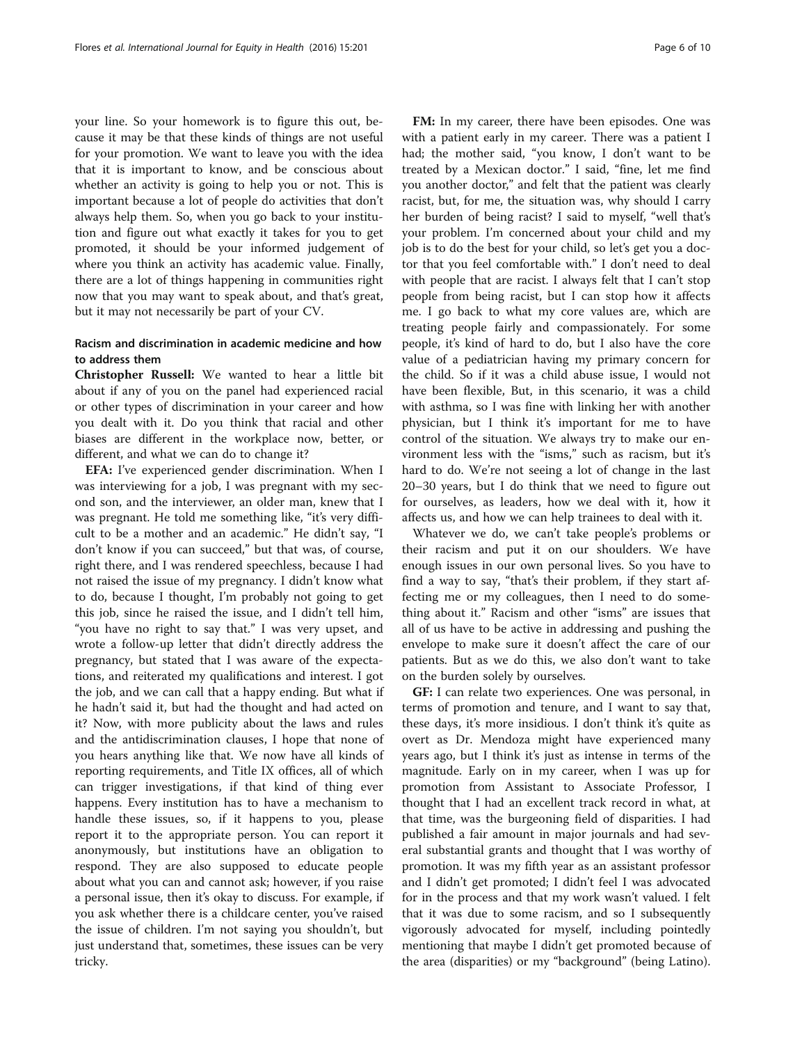your line. So your homework is to figure this out, because it may be that these kinds of things are not useful for your promotion. We want to leave you with the idea that it is important to know, and be conscious about whether an activity is going to help you or not. This is important because a lot of people do activities that don't always help them. So, when you go back to your institution and figure out what exactly it takes for you to get promoted, it should be your informed judgement of where you think an activity has academic value. Finally, there are a lot of things happening in communities right now that you may want to speak about, and that's great, but it may not necessarily be part of your CV.

## Racism and discrimination in academic medicine and how to address them

**Christopher Russell:** We wanted to hear a little bit about if any of you on the panel had experienced racial or other types of discrimination in your career and how you dealt with it. Do you think that racial and other biases are different in the workplace now, better, or different, and what we can do to change it?

**EFA:** I've experienced gender discrimination. When I was interviewing for a job, I was pregnant with my second son, and the interviewer, an older man, knew that I was pregnant. He told me something like, "it's very difficult to be a mother and an academic." He didn't say, "I don't know if you can succeed," but that was, of course, right there, and I was rendered speechless, because I had not raised the issue of my pregnancy. I didn't know what to do, because I thought, I'm probably not going to get this job, since he raised the issue, and I didn't tell him, "you have no right to say that." I was very upset, and wrote a follow-up letter that didn't directly address the pregnancy, but stated that I was aware of the expectations, and reiterated my qualifications and interest. I got the job, and we can call that a happy ending. But what if he hadn't said it, but had the thought and had acted on it? Now, with more publicity about the laws and rules and the antidiscrimination clauses, I hope that none of you hears anything like that. We now have all kinds of reporting requirements, and Title IX offices, all of which can trigger investigations, if that kind of thing ever happens. Every institution has to have a mechanism to handle these issues, so, if it happens to you, please report it to the appropriate person. You can report it anonymously, but institutions have an obligation to respond. They are also supposed to educate people about what you can and cannot ask; however, if you raise a personal issue, then it's okay to discuss. For example, if you ask whether there is a childcare center, you've raised the issue of children. I'm not saying you shouldn't, but just understand that, sometimes, these issues can be very tricky.

**FM:** In my career, there have been episodes. One was with a patient early in my career. There was a patient I had; the mother said, "you know, I don't want to be treated by a Mexican doctor." I said, "fine, let me find you another doctor," and felt that the patient was clearly racist, but, for me, the situation was, why should I carry her burden of being racist? I said to myself, "well that's your problem. I'm concerned about your child and my job is to do the best for your child, so let's get you a doctor that you feel comfortable with." I don't need to deal with people that are racist. I always felt that I can't stop people from being racist, but I can stop how it affects me. I go back to what my core values are, which are treating people fairly and compassionately. For some people, it's kind of hard to do, but I also have the core value of a pediatrician having my primary concern for the child. So if it was a child abuse issue, I would not have been flexible, But, in this scenario, it was a child with asthma, so I was fine with linking her with another physician, but I think it's important for me to have control of the situation. We always try to make our environment less with the "isms," such as racism, but it's hard to do. We're not seeing a lot of change in the last 20–30 years, but I do think that we need to figure out for ourselves, as leaders, how we deal with it, how it affects us, and how we can help trainees to deal with it.

Whatever we do, we can't take people's problems or their racism and put it on our shoulders. We have enough issues in our own personal lives. So you have to find a way to say, "that's their problem, if they start affecting me or my colleagues, then I need to do something about it." Racism and other "isms" are issues that all of us have to be active in addressing and pushing the envelope to make sure it doesn't affect the care of our patients. But as we do this, we also don't want to take on the burden solely by ourselves.

**GF:** I can relate two experiences. One was personal, in terms of promotion and tenure, and I want to say that, these days, it's more insidious. I don't think it's quite as overt as Dr. Mendoza might have experienced many years ago, but I think it's just as intense in terms of the magnitude. Early on in my career, when I was up for promotion from Assistant to Associate Professor, I thought that I had an excellent track record in what, at that time, was the burgeoning field of disparities. I had published a fair amount in major journals and had several substantial grants and thought that I was worthy of promotion. It was my fifth year as an assistant professor and I didn't get promoted; I didn't feel I was advocated for in the process and that my work wasn't valued. I felt that it was due to some racism, and so I subsequently vigorously advocated for myself, including pointedly mentioning that maybe I didn't get promoted because of the area (disparities) or my "background" (being Latino).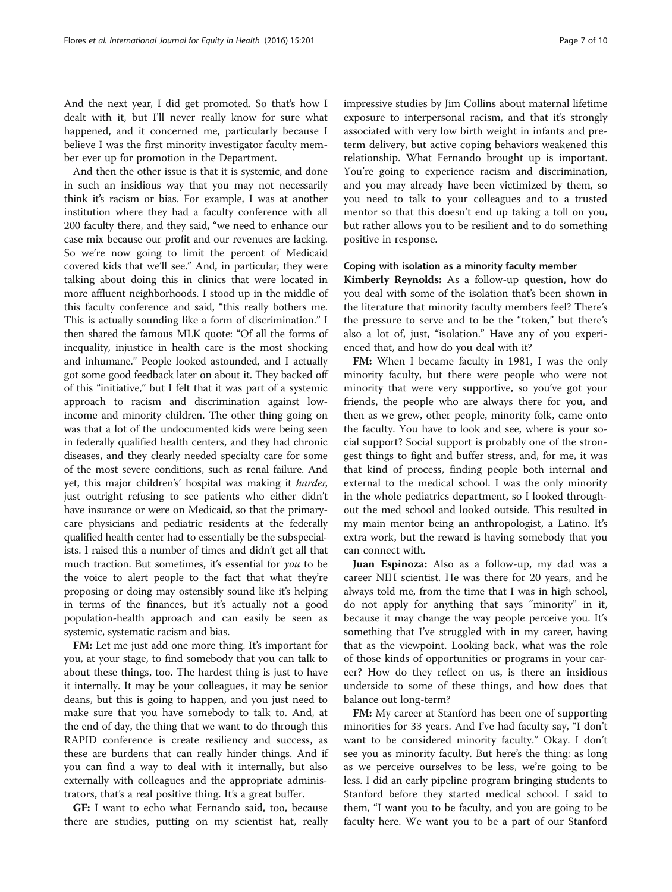And the next year, I did get promoted. So that's how I dealt with it, but I'll never really know for sure what happened, and it concerned me, particularly because I believe I was the first minority investigator faculty member ever up for promotion in the Department.

And then the other issue is that it is systemic, and done in such an insidious way that you may not necessarily think it's racism or bias. For example, I was at another institution where they had a faculty conference with all 200 faculty there, and they said, "we need to enhance our case mix because our profit and our revenues are lacking. So we're now going to limit the percent of Medicaid covered kids that we'll see." And, in particular, they were talking about doing this in clinics that were located in more affluent neighborhoods. I stood up in the middle of this faculty conference and said, "this really bothers me. This is actually sounding like a form of discrimination." I then shared the famous MLK quote: "Of all the forms of inequality, injustice in health care is the most shocking and inhumane." People looked astounded, and I actually got some good feedback later on about it. They backed off of this "initiative," but I felt that it was part of a systemic approach to racism and discrimination against low-income and minority children. The other thing going on was that a lot of the undocumented kids were being seen in federally qualified health centers, and they had chronic diseases, and they clearly needed specialty care for some of the most severe conditions, such as renal failure. And yet, this major children's' hospital was making it *harder*, just outright refusing to see patients who either didn't have insurance or were on Medicaid, so that the primary-care physicians and pediatric residents at the federally qualified health center had to essentially be the subspecialists. I raised this a number of times and didn't get all that much traction. But sometimes, it's essential for *you* to be the voice to alert people to the fact that what they're proposing or doing may ostensibly sound like it's helping in terms of the finances, but it's actually not a good population-health approach and can easily be seen as systemic, systematic racism and bias.

**FM:** Let me just add one more thing. It's important for you, at your stage, to find somebody that you can talk to about these things, too. The hardest thing is just to have it internally. It may be your colleagues, it may be senior deans, but this is going to happen, and you just need to make sure that you have somebody to talk to. And, at the end of day, the thing that we want to do through this RAPID conference is create resiliency and success, as these are burdens that can really hinder things. And if you can find a way to deal with it internally, but also externally with colleagues and the appropriate administrators, that's a real positive thing. It's a great buffer.

**GF:** I want to echo what Fernando said, too, because there are studies, putting on my scientist hat, really impressive studies by Jim Collins about maternal lifetime exposure to interpersonal racism, and that it's strongly associated with very low birth weight in infants and preterm delivery, but active coping behaviors weakened this relationship. What Fernando brought up is important. You're going to experience racism and discrimination, and you may already have been victimized by them, so you need to talk to your colleagues and to a trusted mentor so that this doesn't end up taking a toll on you, but rather allows you to be resilient and to do something positive in response.

#### Coping with isolation as a minority faculty member

**Kimberly Reynolds:** As a follow-up question, how do you deal with some of the isolation that's been shown in the literature that minority faculty members feel? There's the pressure to serve and to be the "token," but there's also a lot of, just, "isolation." Have any of you experienced that, and how do you deal with it?

**FM:** When I became faculty in 1981, I was the only minority faculty, but there were people who were not minority that were very supportive, so you've got your friends, the people who are always there for you, and then as we grew, other people, minority folk, came onto the faculty. You have to look and see, where is your social support? Social support is probably one of the strongest things to fight and buffer stress, and, for me, it was that kind of process, finding people both internal and external to the medical school. I was the only minority in the whole pediatrics department, so I looked throughout the med school and looked outside. This resulted in my main mentor being an anthropologist, a Latino. It's extra work, but the reward is having somebody that you can connect with.

**Juan Espinoza:** Also as a follow-up, my dad was a career NIH scientist. He was there for 20 years, and he always told me, from the time that I was in high school, do not apply for anything that says "minority" in it, because it may change the way people perceive you. It's something that I've struggled with in my career, having that as the viewpoint. Looking back, what was the role of those kinds of opportunities or programs in your career? How do they reflect on us, is there an insidious underside to some of these things, and how does that balance out long-term?

**FM:** My career at Stanford has been one of supporting minorities for 33 years. And I've had faculty say, "I don't want to be considered minority faculty." Okay. I don't see you as minority faculty. But here's the thing: as long as we perceive ourselves to be less, we're going to be less. I did an early pipeline program bringing students to Stanford before they started medical school. I said to them, "I want you to be faculty, and you are going to be faculty here. We want you to be a part of our Stanford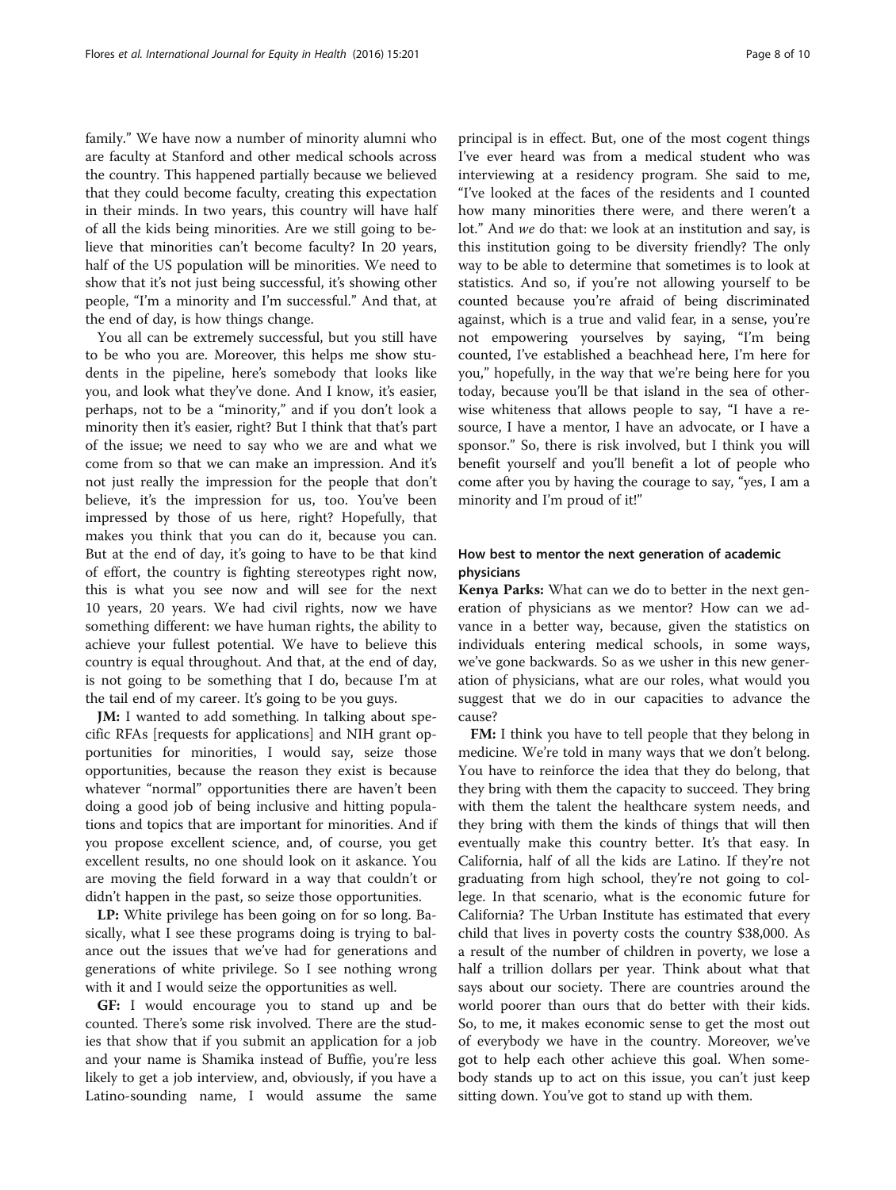family." We have now a number of minority alumni who are faculty at Stanford and other medical schools across the country. This happened partially because we believed that they could become faculty, creating this expectation in their minds. In two years, this country will have half of all the kids being minorities. Are we still going to believe that minorities can't become faculty? In 20 years, half of the US population will be minorities. We need to show that it's not just being successful, it's showing other people, "I'm a minority and I'm successful." And that, at the end of day, is how things change.

You all can be extremely successful, but you still have to be who you are. Moreover, this helps me show students in the pipeline, here's somebody that looks like you, and look what they've done. And I know, it's easier, perhaps, not to be a "minority," and if you don't look a minority then it's easier, right? But I think that that's part of the issue; we need to say who we are and what we come from so that we can make an impression. And it's not just really the impression for the people that don't believe, it's the impression for us, too. You've been impressed by those of us here, right? Hopefully, that makes you think that you can do it, because you can. But at the end of day, it's going to have to be that kind of effort, the country is fighting stereotypes right now, this is what you see now and will see for the next 10 years, 20 years. We had civil rights, now we have something different: we have human rights, the ability to achieve your fullest potential. We have to believe this country is equal throughout. And that, at the end of day, is not going to be something that I do, because I'm at the tail end of my career. It's going to be you guys.

**JM:** I wanted to add something. In talking about specific RFAs [requests for applications] and NIH grant opportunities for minorities, I would say, seize those opportunities, because the reason they exist is because whatever "normal" opportunities there are haven't been doing a good job of being inclusive and hitting populations and topics that are important for minorities. And if you propose excellent science, and, of course, you get excellent results, no one should look on it askance. You are moving the field forward in a way that couldn't or didn't happen in the past, so seize those opportunities.

**LP:** White privilege has been going on for so long. Basically, what I see these programs doing is trying to balance out the issues that we've had for generations and generations of white privilege. So I see nothing wrong with it and I would seize the opportunities as well.

**GF:** I would encourage you to stand up and be counted. There's some risk involved. There are the studies that show that if you submit an application for a job and your name is Shamika instead of Buffie, you're less likely to get a job interview, and, obviously, if you have a Latino-sounding name, I would assume the same principal is in effect. But, one of the most cogent things I've ever heard was from a medical student who was interviewing at a residency program. She said to me, "I've looked at the faces of the residents and I counted how many minorities there were, and there weren't a lot." And *we* do that: we look at an institution and say, is this institution going to be diversity friendly? The only way to be able to determine that sometimes is to look at statistics. And so, if you're not allowing yourself to be counted because you're afraid of being discriminated against, which is a true and valid fear, in a sense, you're not empowering yourselves by saying, "I'm being counted, I've established a beachhead here, I'm here for you," hopefully, in the way that we're being here for you today, because you'll be that island in the sea of otherwise whiteness that allows people to say, "I have a resource, I have a mentor, I have an advocate, or I have a sponsor." So, there is risk involved, but I think you will benefit yourself and you'll benefit a lot of people who come after you by having the courage to say, "yes, I am a minority and I'm proud of it!"

### How best to mentor the next generation of academic physicians

**Kenya Parks:** What can we do to better in the next generation of physicians as we mentor? How can we advance in a better way, because, given the statistics on individuals entering medical schools, in some ways, we've gone backwards. So as we usher in this new generation of physicians, what are our roles, what would you suggest that we do in our capacities to advance the cause?

**FM:** I think you have to tell people that they belong in medicine. We're told in many ways that we don't belong. You have to reinforce the idea that they do belong, that they bring with them the capacity to succeed. They bring with them the talent the healthcare system needs, and they bring with them the kinds of things that will then eventually make this country better. It's that easy. In California, half of all the kids are Latino. If they're not graduating from high school, they're not going to college. In that scenario, what is the economic future for California? The Urban Institute has estimated that every child that lives in poverty costs the country \$38,000. As a result of the number of children in poverty, we lose a half a trillion dollars per year. Think about what that says about our society. There are countries around the world poorer than ours that do better with their kids. So, to me, it makes economic sense to get the most out of everybody we have in the country. Moreover, we've got to help each other achieve this goal. When somebody stands up to act on this issue, you can't just keep sitting down. You've got to stand up with them.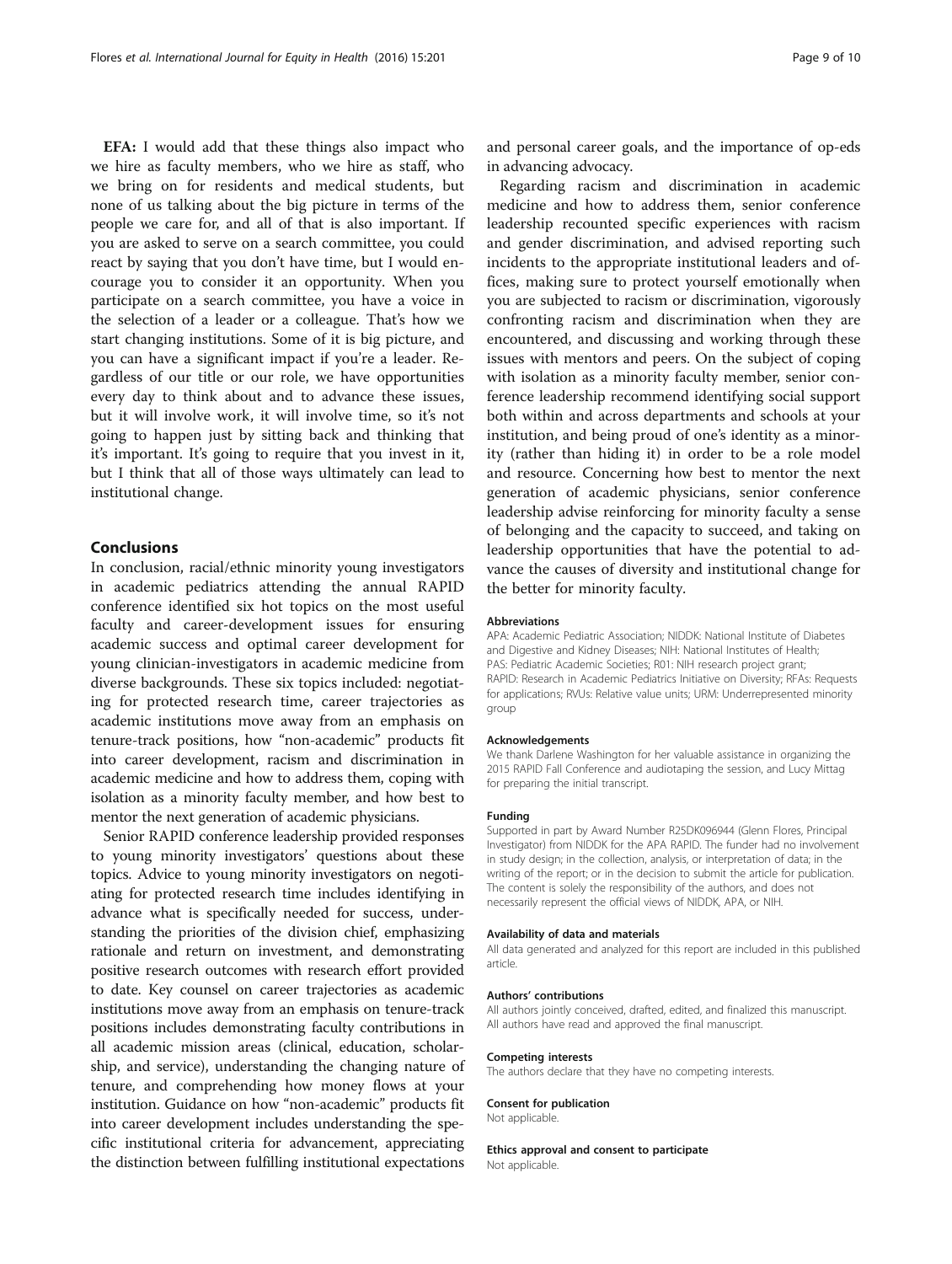**EFA:** I would add that these things also impact who we hire as faculty members, who we hire as staff, who we bring on for residents and medical students, but none of us talking about the big picture in terms of the people we care for, and all of that is also important. If you are asked to serve on a search committee, you could react by saying that you don't have time, but I would encourage you to consider it an opportunity. When you participate on a search committee, you have a voice in the selection of a leader or a colleague. That's how we start changing institutions. Some of it is big picture, and you can have a significant impact if you're a leader. Regardless of our title or our role, we have opportunities every day to think about and to advance these issues, but it will involve work, it will involve time, so it's not going to happen just by sitting back and thinking that it's important. It's going to require that you invest in it, but I think that all of those ways ultimately can lead to institutional change.

## Conclusions

In conclusion, racial/ethnic minority young investigators in academic pediatrics attending the annual RAPID conference identified six hot topics on the most useful faculty and career-development issues for ensuring academic success and optimal career development for young clinician-investigators in academic medicine from diverse backgrounds. These six topics included: negotiating for protected research time, career trajectories as academic institutions move away from an emphasis on tenure-track positions, how "non-academic" products fit into career development, racism and discrimination in academic medicine and how to address them, coping with isolation as a minority faculty member, and how best to mentor the next generation of academic physicians.

Senior RAPID conference leadership provided responses to young minority investigators' questions about these topics. Advice to young minority investigators on negotiating for protected research time includes identifying in advance what is specifically needed for success, understanding the priorities of the division chief, emphasizing rationale and return on investment, and demonstrating positive research outcomes with research effort provided to date. Key counsel on career trajectories as academic institutions move away from an emphasis on tenure-track positions includes demonstrating faculty contributions in all academic mission areas (clinical, education, scholarship, and service), understanding the changing nature of tenure, and comprehending how money flows at your institution. Guidance on how "non-academic" products fit into career development includes understanding the specific institutional criteria for advancement, appreciating the distinction between fulfilling institutional expectations and personal career goals, and the importance of op-eds in advancing advocacy.

Regarding racism and discrimination in academic medicine and how to address them, senior conference leadership recounted specific experiences with racism and gender discrimination, and advised reporting such incidents to the appropriate institutional leaders and offices, making sure to protect yourself emotionally when you are subjected to racism or discrimination, vigorously confronting racism and discrimination when they are encountered, and discussing and working through these issues with mentors and peers. On the subject of coping with isolation as a minority faculty member, senior conference leadership recommend identifying social support both within and across departments and schools at your institution, and being proud of one's identity as a minority (rather than hiding it) in order to be a role model and resource. Concerning how best to mentor the next generation of academic physicians, senior conference leadership advise reinforcing for minority faculty a sense of belonging and the capacity to succeed, and taking on leadership opportunities that have the potential to advance the causes of diversity and institutional change for the better for minority faculty.

### Abbreviations

APA: Academic Pediatric Association; NIDDK: National Institute of Diabetes and Digestive and Kidney Diseases; NIH: National Institutes of Health; PAS: Pediatric Academic Societies; R01: NIH research project grant; RAPID: Research in Academic Pediatrics Initiative on Diversity; RFAs: Requests for applications; RVUs: Relative value units; URM: Underrepresented minority group

### Acknowledgements

We thank Darlene Washington for her valuable assistance in organizing the 2015 RAPID Fall Conference and audiotaping the session, and Lucy Mittag for preparing the initial transcript.

### Funding

Supported in part by Award Number R25DK096944 (Glenn Flores, Principal Investigator) from NIDDK for the APA RAPID. The funder had no involvement in study design; in the collection, analysis, or interpretation of data; in the writing of the report; or in the decision to submit the article for publication. The content is solely the responsibility of the authors, and does not necessarily represent the official views of NIDDK, APA, or NIH.

### Availability of data and materials

All data generated and analyzed for this report are included in this published article.

### Authors' contributions

All authors jointly conceived, drafted, edited, and finalized this manuscript. All authors have read and approved the final manuscript.

### Competing interests

The authors declare that they have no competing interests.

### Consent for publication

Not applicable.

### Ethics approval and consent to participate

Not applicable.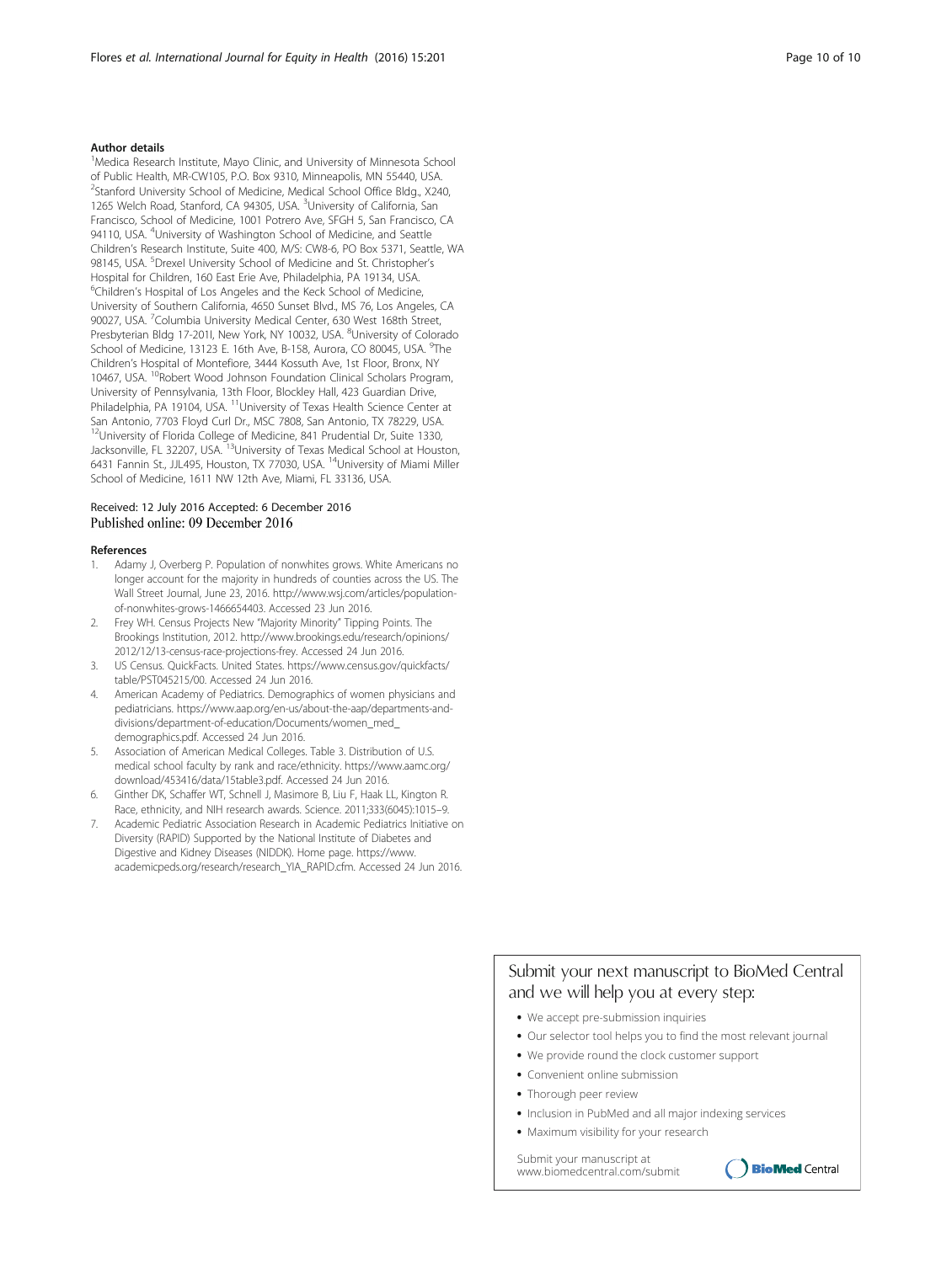#### Author details

[1]Medica Research Institute, Mayo Clinic, and University of Minnesota School of Public Health, MR-CW105, P.O. Box 9310, Minneapolis, MN 55440, USA. [2]Stanford University School of Medicine, Medical School Office Bldg., X240, 1265 Welch Road, Stanford, CA 94305, USA. [3]University of California, San Francisco, School of Medicine, 1001 Potrero Ave, SFGH 5, San Francisco, CA 94110, USA. [4]University of Washington School of Medicine, and Seattle Children's Research Institute, Suite 400, M/S: CW8-6, PO Box 5371, Seattle, WA 98145, USA. [5]Drexel University School of Medicine and St. Christopher's Hospital for Children, 160 East Erie Ave, Philadelphia, PA 19134, USA. [6]Children's Hospital of Los Angeles and the Keck School of Medicine, University of Southern California, 4650 Sunset Blvd., MS 76, Los Angeles, CA 90027, USA. [7]Columbia University Medical Center, 630 West 168th Street, Presbyterian Bldg 17-201l, New York, NY 10032, USA. [8]University of Colorado School of Medicine, 13123 E. 16th Ave, B-158, Aurora, CO 80045, USA. [9]The Children's Hospital of Montefiore, 3444 Kossuth Ave, 1st Floor, Bronx, NY 10467, USA. [10]Robert Wood Johnson Foundation Clinical Scholars Program, University of Pennsylvania, 13th Floor, Blockley Hall, 423 Guardian Drive, Philadelphia, PA 19104, USA. [11]University of Texas Health Science Center at San Antonio, 7703 Floyd Curl Dr., MSC 7808, San Antonio, TX 78229, USA. [12]University of Florida College of Medicine, 841 Prudential Dr, Suite 1330, Jacksonville, FL 32207, USA. [13]University of Texas Medical School at Houston, 6431 Fannin St., JJL495, Houston, TX 77030, USA. [14]University of Miami Miller School of Medicine, 1611 NW 12th Ave, Miami, FL 33136, USA.

Received: 12 July 2016 Accepted: 6 December 2016
Published online: 09 December 2016

#### References

1. Adamy J, Overberg P. Population of nonwhites grows. White Americans no longer account for the majority in hundreds of counties across the US. The Wall Street Journal, June 23, 2016. http://www.wsj.com/articles/population-of-nonwhites-grows-1466654403. Accessed 23 Jun 2016.
2. Frey WH. Census Projects New "Majority Minority" Tipping Points. The Brookings Institution, 2012. http://www.brookings.edu/research/opinions/2012/12/13-census-race-projections-frey. Accessed 24 Jun 2016.
3. US Census. QuickFacts. United States. https://www.census.gov/quickfacts/table/PST045215/00. Accessed 24 Jun 2016.
4. American Academy of Pediatrics. Demographics of women physicians and pediatricians. https://www.aap.org/en-us/about-the-aap/departments-and-divisions/department-of-education/Documents/women_med_demographics.pdf. Accessed 24 Jun 2016.
5. Association of American Medical Colleges. Table 3. Distribution of U.S. medical school faculty by rank and race/ethnicity. https://www.aamc.org/download/453416/data/15table3.pdf. Accessed 24 Jun 2016.
6. Ginther DK, Schaffer WT, Schnell J, Masimore B, Liu F, Haak LL, Kington R. Race, ethnicity, and NIH research awards. Science. 2011;333(6045):1015–9.
7. Academic Pediatric Association Research in Academic Pediatrics Initiative on Diversity (RAPID) Supported by the National Institute of Diabetes and Digestive and Kidney Diseases (NIDDK). Home page. https://www.academicpeds.org/research/research_YIA_RAPID.cfm. Accessed 24 Jun 2016.

Submit your next manuscript to BioMed Central and we will help you at every step:

- We accept pre-submission inquiries
- Our selector tool helps you to find the most relevant journal
- We provide round the clock customer support
- Convenient online submission
- Thorough peer review
- Inclusion in PubMed and all major indexing services
- Maximum visibility for your research

Submit your manuscript at
www.biomedcentral.com/submit

BioMed Central